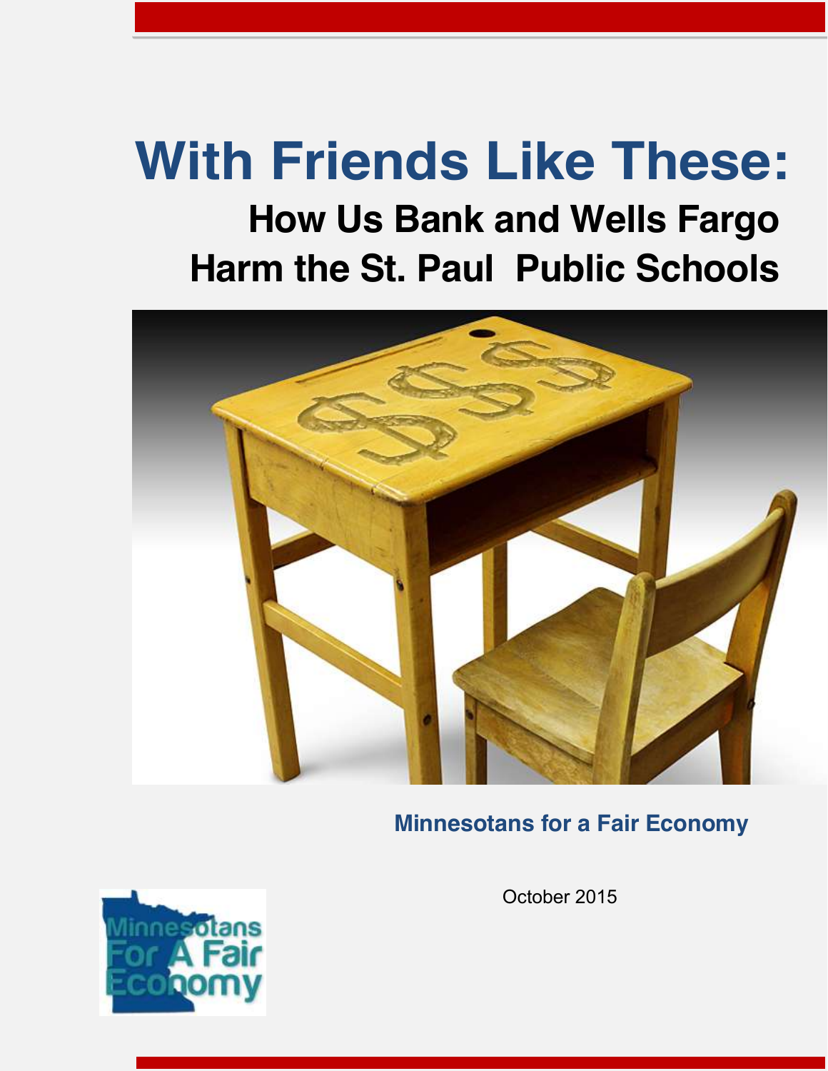# With Friends Like These:

## How Us Bank and Wells Fargo Harm the St. Paul Public Schools

**Minnesotans for a Fair Economy**

October 2015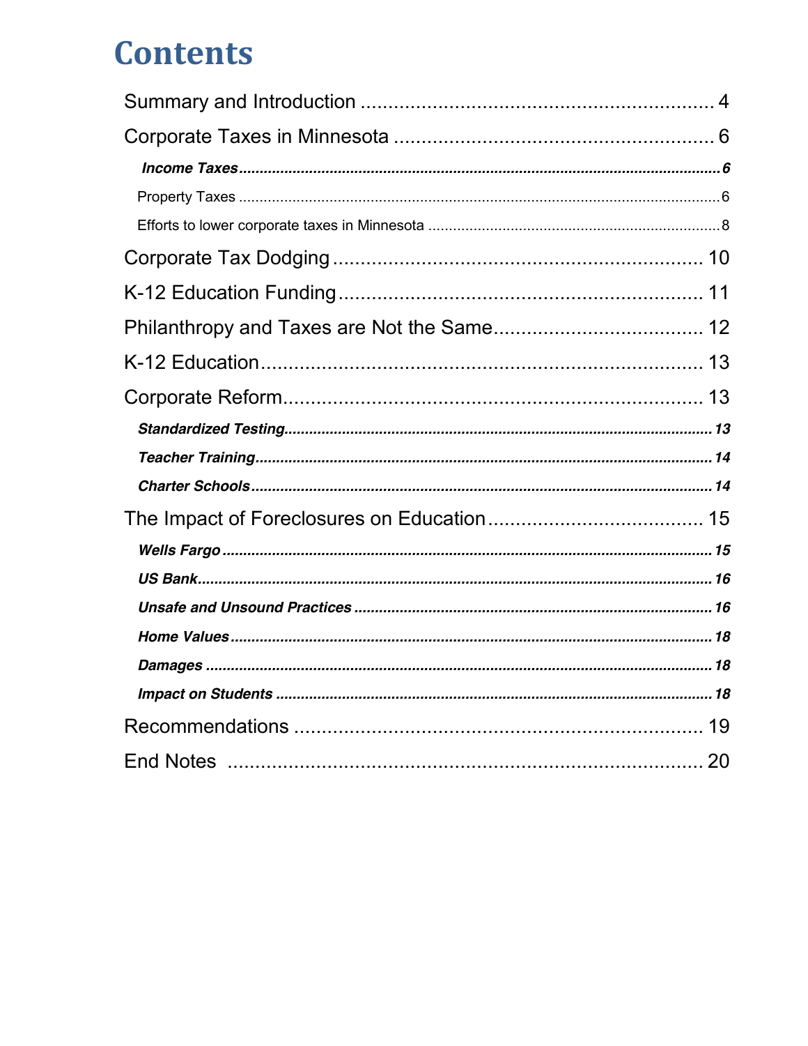# Contents

Summary and Introduction ............................................................... 4

Corporate Taxes in Minnesota ......................................................... 6

*Income Taxes* ........................................................................................................................ 6

Property Taxes ........................................................................................................................ 6

Efforts to lower corporate taxes in Minnesota ........................................................................ 8

Corporate Tax Dodging ................................................................... 10

K-12 Education Funding ................................................................. 11

Philanthropy and Taxes are Not the Same ...................................... 12

K-12 Education ............................................................................... 13

Corporate Reform ........................................................................... 13

*Standardized Testing* ........................................................................................................... 13

*Teacher Training* .................................................................................................................. 14

*Charter Schools* .................................................................................................................... 14

The Impact of Foreclosures on Education ...................................... 15

*Wells Fargo* ........................................................................................................................... 15

*US Bank* ................................................................................................................................ 16

*Unsafe and Unsound Practices* ............................................................................................ 16

*Home Values* ........................................................................................................................ 18

*Damages* .............................................................................................................................. 18

*Impact on Students* .............................................................................................................. 18

Recommendations ......................................................................... 19

End Notes ....................................................................................... 20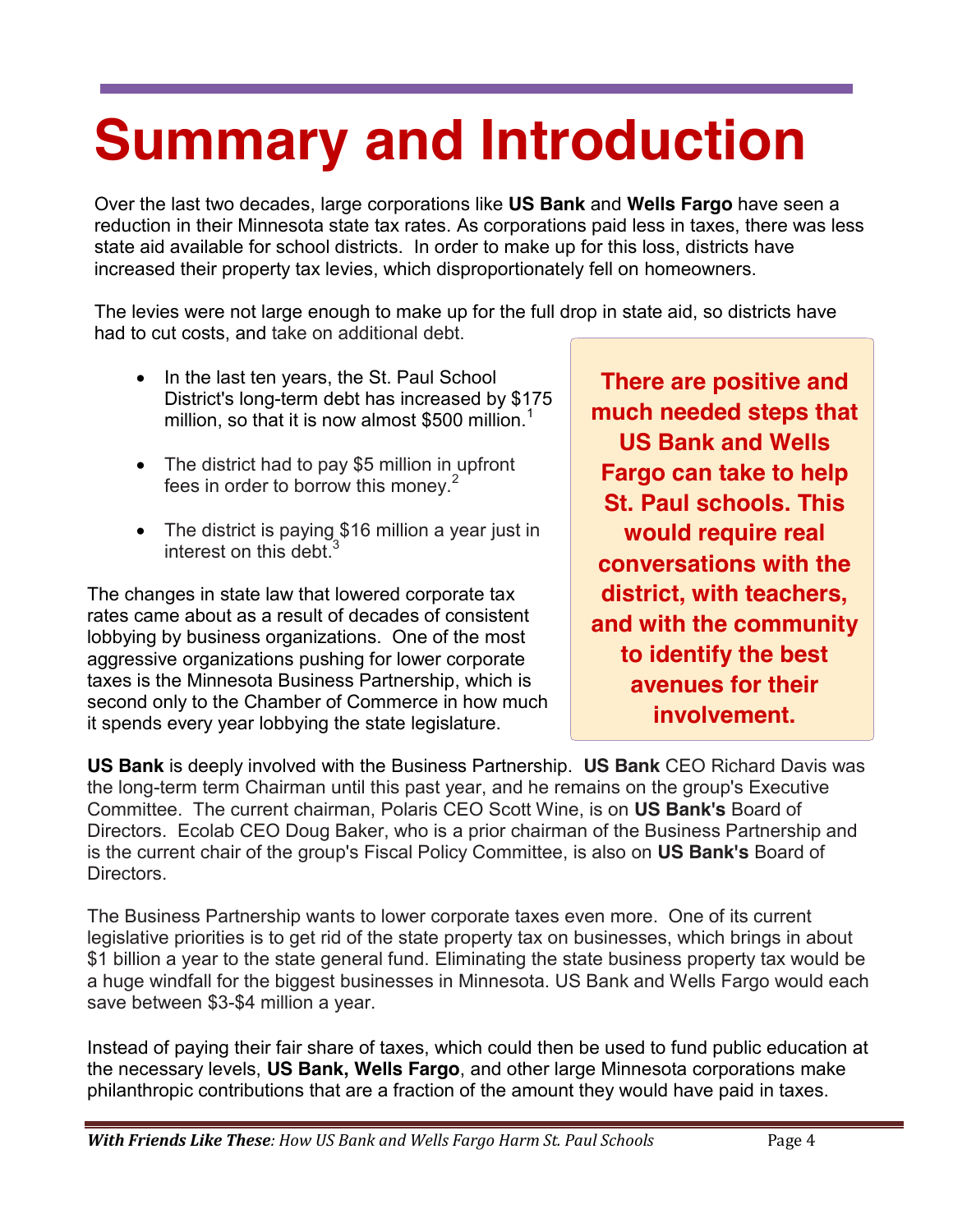# Summary and Introduction

Over the last two decades, large corporations like **US Bank** and **Wells Fargo** have seen a reduction in their Minnesota state tax rates. As corporations paid less in taxes, there was less state aid available for school districts. In order to make up for this loss, districts have increased their property tax levies, which disproportionately fell on homeowners.

The levies were not large enough to make up for the full drop in state aid, so districts have had to cut costs, and take on additional debt.

- In the last ten years, the St. Paul School District's long-term debt has increased by $175 million, so that it is now almost $500 million.[1]
- The district had to pay $5 million in upfront fees in order to borrow this money.[2]
- The district is paying $16 million a year just in interest on this debt.[3]

The changes in state law that lowered corporate tax rates came about as a result of decades of consistent lobbying by business organizations. One of the most aggressive organizations pushing for lower corporate taxes is the Minnesota Business Partnership, which is second only to the Chamber of Commerce in how much it spends every year lobbying the state legislature.

**There are positive and much needed steps that US Bank and Wells Fargo can take to help St. Paul schools. This would require real conversations with the district, with teachers, and with the community to identify the best avenues for their involvement.**

**US Bank** is deeply involved with the Business Partnership. **US Bank** CEO Richard Davis was the long-term term Chairman until this past year, and he remains on the group's Executive Committee. The current chairman, Polaris CEO Scott Wine, is on **US Bank's** Board of Directors. Ecolab CEO Doug Baker, who is a prior chairman of the Business Partnership and is the current chair of the group's Fiscal Policy Committee, is also on **US Bank's** Board of Directors.

The Business Partnership wants to lower corporate taxes even more. One of its current legislative priorities is to get rid of the state property tax on businesses, which brings in about $1 billion a year to the state general fund. Eliminating the state business property tax would be a huge windfall for the biggest businesses in Minnesota. US Bank and Wells Fargo would each save between $3-$4 million a year.

Instead of paying their fair share of taxes, which could then be used to fund public education at the necessary levels, **US Bank, Wells Fargo**, and other large Minnesota corporations make philanthropic contributions that are a fraction of the amount they would have paid in taxes.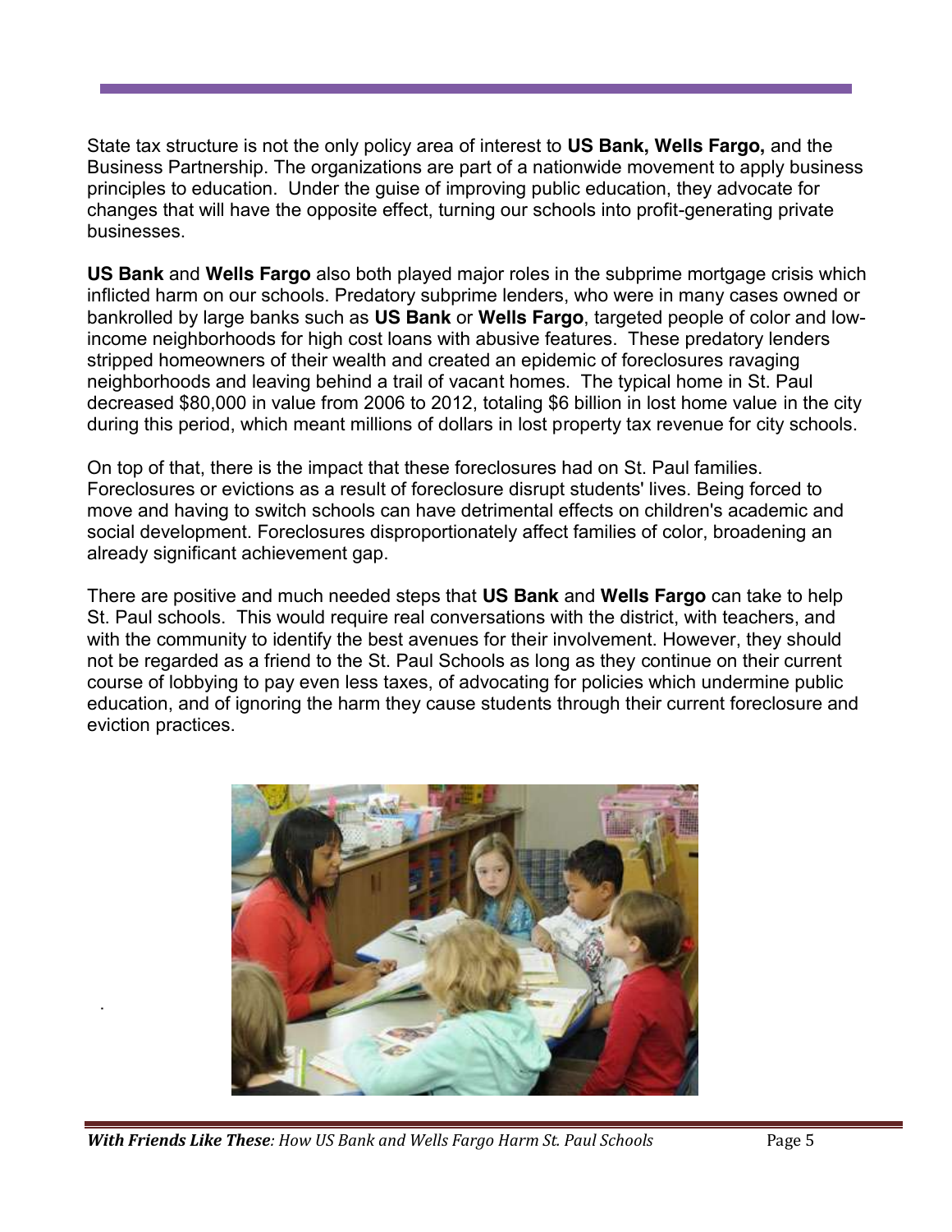State tax structure is not the only policy area of interest to **US Bank, Wells Fargo,** and the Business Partnership. The organizations are part of a nationwide movement to apply business principles to education. Under the guise of improving public education, they advocate for changes that will have the opposite effect, turning our schools into profit-generating private businesses.

**US Bank** and **Wells Fargo** also both played major roles in the subprime mortgage crisis which inflicted harm on our schools. Predatory subprime lenders, who were in many cases owned or bankrolled by large banks such as **US Bank** or **Wells Fargo**, targeted people of color and low-income neighborhoods for high cost loans with abusive features. These predatory lenders stripped homeowners of their wealth and created an epidemic of foreclosures ravaging neighborhoods and leaving behind a trail of vacant homes. The typical home in St. Paul decreased $80,000 in value from 2006 to 2012, totaling $6 billion in lost home value in the city during this period, which meant millions of dollars in lost property tax revenue for city schools.

On top of that, there is the impact that these foreclosures had on St. Paul families. Foreclosures or evictions as a result of foreclosure disrupt students' lives. Being forced to move and having to switch schools can have detrimental effects on children's academic and social development. Foreclosures disproportionately affect families of color, broadening an already significant achievement gap.

There are positive and much needed steps that **US Bank** and **Wells Fargo** can take to help St. Paul schools. This would require real conversations with the district, with teachers, and with the community to identify the best avenues for their involvement. However, they should not be regarded as a friend to the St. Paul Schools as long as they continue on their current course of lobbying to pay even less taxes, of advocating for policies which undermine public education, and of ignoring the harm they cause students through their current foreclosure and eviction practices.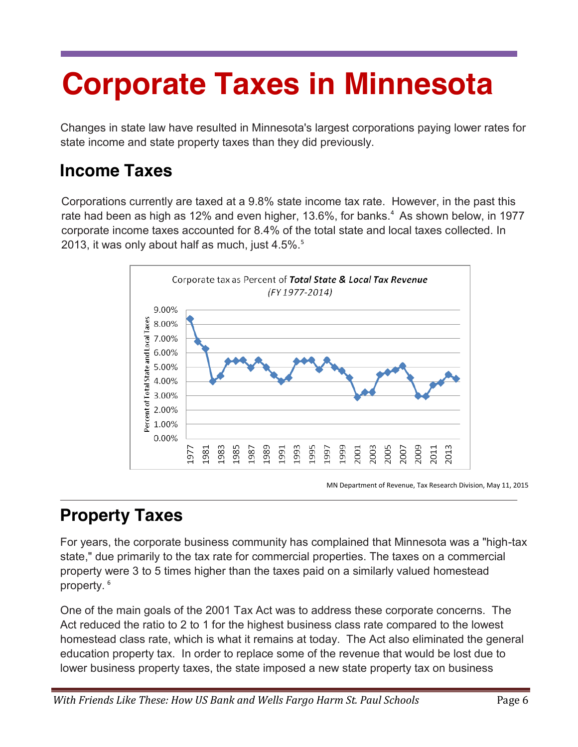# Corporate Taxes in Minnesota

Changes in state law have resulted in Minnesota's largest corporations paying lower rates for state income and state property taxes than they did previously.

## Income Taxes

Corporations currently are taxed at a 9.8% state income tax rate. However, in the past this rate had been as high as 12% and even higher, 13.6%, for banks.[4] As shown below, in 1977 corporate income taxes accounted for 8.4% of the total state and local taxes collected. In 2013, it was only about half as much, just 4.5%.[5]

MN Department of Revenue, Tax Research Division, May 11, 2015

## Property Taxes

For years, the corporate business community has complained that Minnesota was a "high-tax state," due primarily to the tax rate for commercial properties. The taxes on a commercial property were 3 to 5 times higher than the taxes paid on a similarly valued homestead property.[6]

One of the main goals of the 2001 Tax Act was to address these corporate concerns. The Act reduced the ratio to 2 to 1 for the highest business class rate compared to the lowest homestead class rate, which is what it remains at today. The Act also eliminated the general education property tax. In order to replace some of the revenue that would be lost due to lower business property taxes, the state imposed a new state property tax on business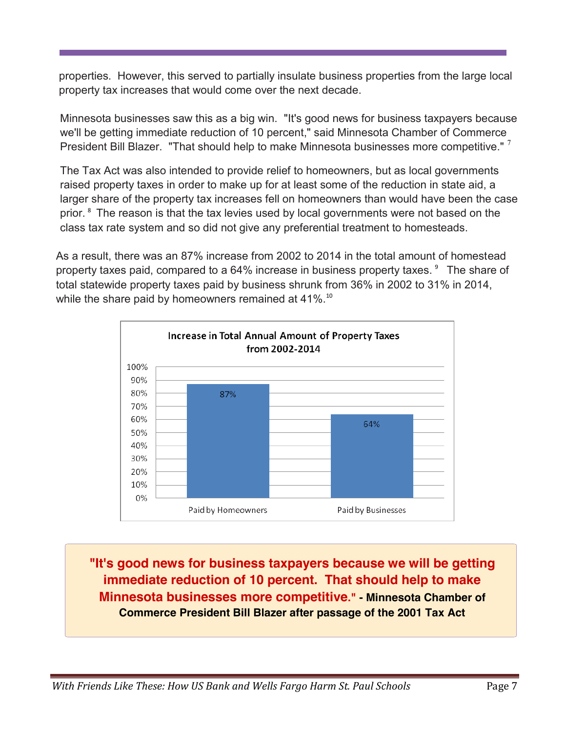properties. However, this served to partially insulate business properties from the large local property tax increases that would come over the next decade.

Minnesota businesses saw this as a big win. "It's good news for business taxpayers because we'll be getting immediate reduction of 10 percent," said Minnesota Chamber of Commerce President Bill Blazer. "That should help to make Minnesota businesses more competitive." [7]

The Tax Act was also intended to provide relief to homeowners, but as local governments raised property taxes in order to make up for at least some of the reduction in state aid, a larger share of the property tax increases fell on homeowners than would have been the case prior. [8] The reason is that the tax levies used by local governments were not based on the class tax rate system and so did not give any preferential treatment to homesteads.

As a result, there was an 87% increase from 2002 to 2014 in the total amount of homestead property taxes paid, compared to a 64% increase in business property taxes. [9] The share of total statewide property taxes paid by business shrunk from 36% in 2002 to 31% in 2014, while the share paid by homeowners remained at 41%.[10]

**Increase in Total Annual Amount of Property Taxes from 2002-2014**

| | Increase |
|---|---|
| Paid by Homeowners | 87% |
| Paid by Businesses | 64% |

**"It's good news for business taxpayers because we will be getting immediate reduction of 10 percent. That should help to make Minnesota businesses more competitive." - Minnesota Chamber of Commerce President Bill Blazer after passage of the 2001 Tax Act**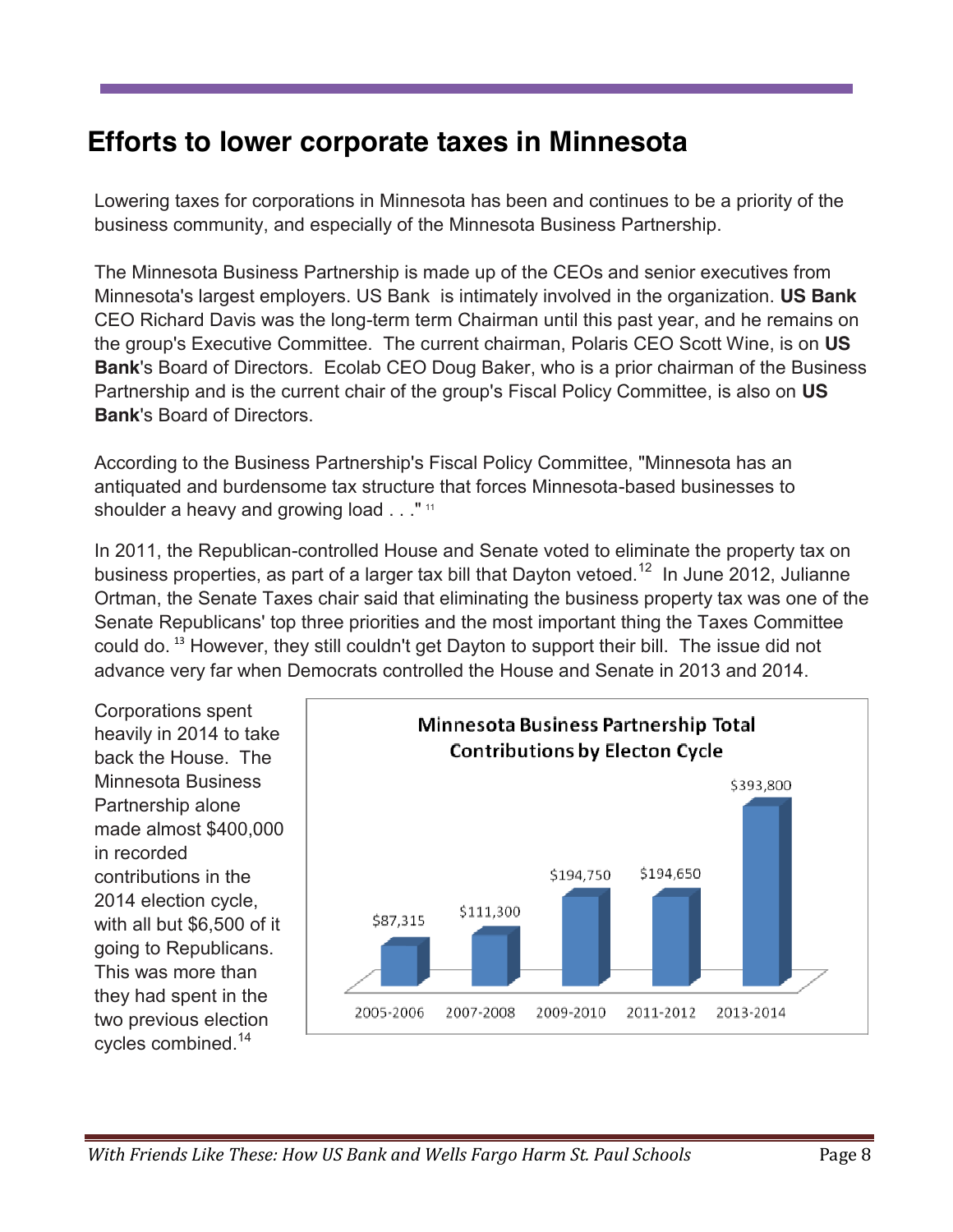# Efforts to lower corporate taxes in Minnesota

Lowering taxes for corporations in Minnesota has been and continues to be a priority of the business community, and especially of the Minnesota Business Partnership.

The Minnesota Business Partnership is made up of the CEOs and senior executives from Minnesota's largest employers. US Bank is intimately involved in the organization. **US Bank** CEO Richard Davis was the long-term term Chairman until this past year, and he remains on the group's Executive Committee. The current chairman, Polaris CEO Scott Wine, is on **US Bank**'s Board of Directors. Ecolab CEO Doug Baker, who is a prior chairman of the Business Partnership and is the current chair of the group's Fiscal Policy Committee, is also on **US Bank**'s Board of Directors.

According to the Business Partnership's Fiscal Policy Committee, "Minnesota has an antiquated and burdensome tax structure that forces Minnesota-based businesses to shoulder a heavy and growing load . . ." [11]

In 2011, the Republican-controlled House and Senate voted to eliminate the property tax on business properties, as part of a larger tax bill that Dayton vetoed.[12] In June 2012, Julianne Ortman, the Senate Taxes chair said that eliminating the business property tax was one of the Senate Republicans' top three priorities and the most important thing the Taxes Committee could do. [13] However, they still couldn't get Dayton to support their bill. The issue did not advance very far when Democrats controlled the House and Senate in 2013 and 2014.

Corporations spent heavily in 2014 to take back the House. The Minnesota Business Partnership alone made almost $400,000 in recorded contributions in the 2014 election cycle, with all but $6,500 of it going to Republicans. This was more than they had spent in the two previous election cycles combined.[14]

**Minnesota Business Partnership Total Contributions by Electon Cycle**

| Election Cycle | Total Contributions |
|---|---|
| 2005-2006 | $87,315 |
| 2007-2008 | $111,300 |
| 2009-2010 | $194,750 |
| 2011-2012 | $194,650 |
| 2013-2014 | $393,800 |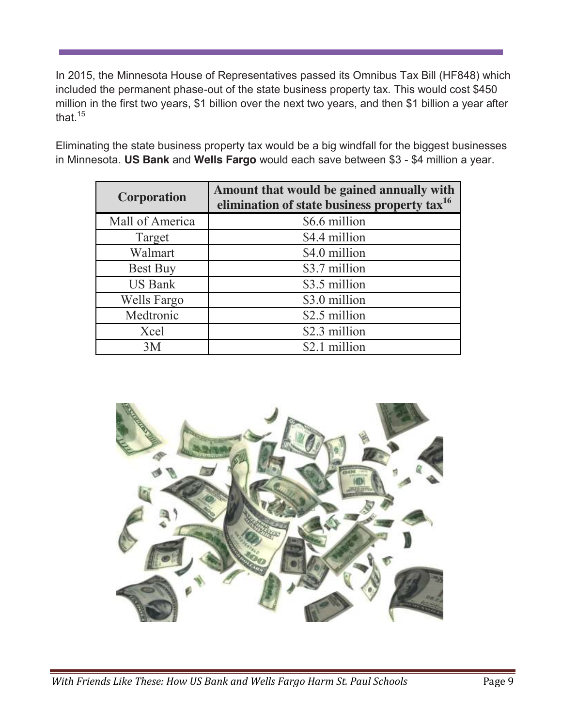In 2015, the Minnesota House of Representatives passed its Omnibus Tax Bill (HF848) which included the permanent phase-out of the state business property tax. This would cost $450 million in the first two years, $1 billion over the next two years, and then $1 billion a year after that.[15]

Eliminating the state business property tax would be a big windfall for the biggest businesses in Minnesota. **US Bank** and **Wells Fargo** would each save between $3 - $4 million a year.

| Corporation | Amount that would be gained annually with elimination of state business property tax[16] |
| --- | --- |
| Mall of America | $6.6 million |
| Target | $4.4 million |
| Walmart | $4.0 million |
| Best Buy | $3.7 million |
| US Bank | $3.5 million |
| Wells Fargo | $3.0 million |
| Medtronic | $2.5 million |
| Xcel | $2.3 million |
| 3M | $2.1 million |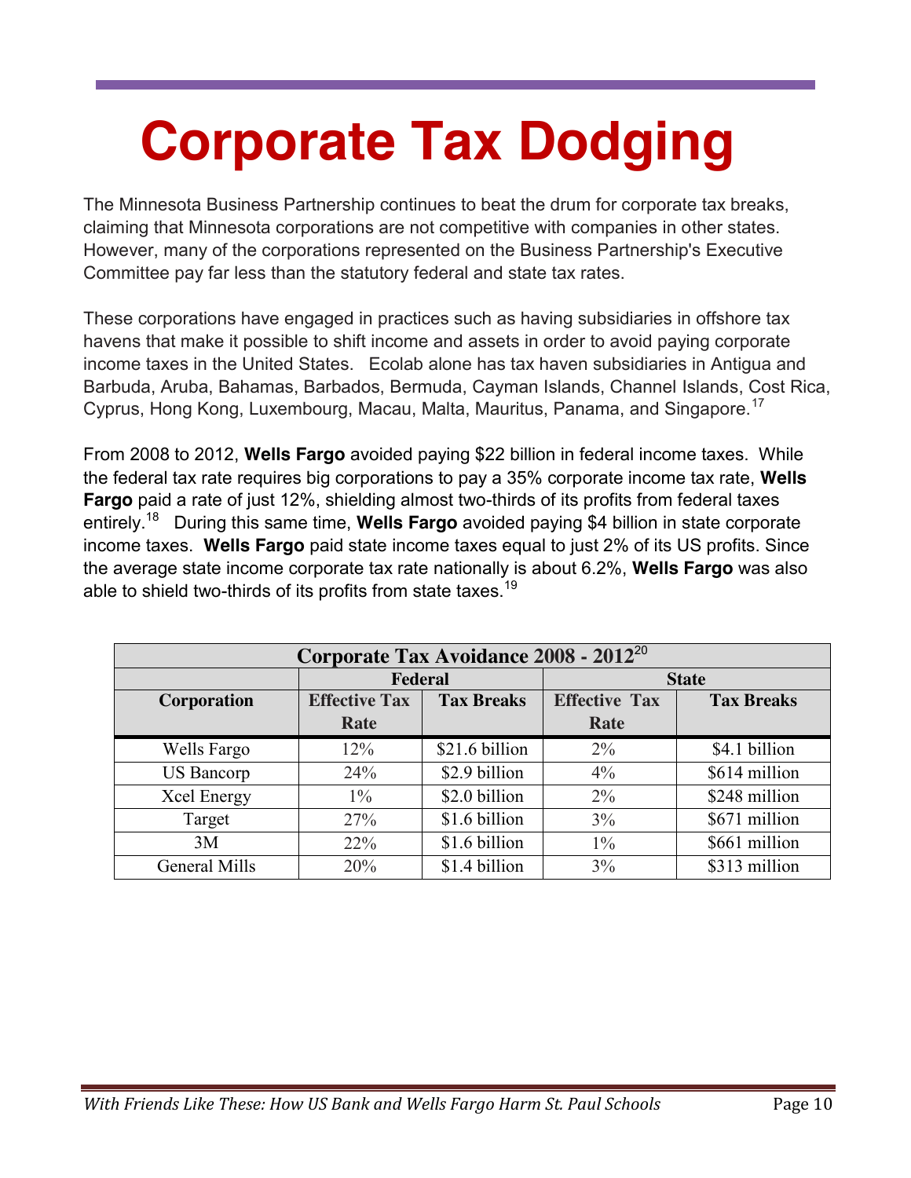# Corporate Tax Dodging

The Minnesota Business Partnership continues to beat the drum for corporate tax breaks, claiming that Minnesota corporations are not competitive with companies in other states. However, many of the corporations represented on the Business Partnership's Executive Committee pay far less than the statutory federal and state tax rates.

These corporations have engaged in practices such as having subsidiaries in offshore tax havens that make it possible to shift income and assets in order to avoid paying corporate income taxes in the United States. Ecolab alone has tax haven subsidiaries in Antigua and Barbuda, Aruba, Bahamas, Barbados, Bermuda, Cayman Islands, Channel Islands, Cost Rica, Cyprus, Hong Kong, Luxembourg, Macau, Malta, Mauritus, Panama, and Singapore.[17]

From 2008 to 2012, **Wells Fargo** avoided paying $22 billion in federal income taxes. While the federal tax rate requires big corporations to pay a 35% corporate income tax rate, **Wells Fargo** paid a rate of just 12%, shielding almost two-thirds of its profits from federal taxes entirely.[18] During this same time, **Wells Fargo** avoided paying $4 billion in state corporate income taxes. **Wells Fargo** paid state income taxes equal to just 2% of its US profits. Since the average state income corporate tax rate nationally is about 6.2%, **Wells Fargo** was also able to shield two-thirds of its profits from state taxes.[19]

**Corporate Tax Avoidance 2008 - 2012**[20]

| | Federal | | State | |
|---|---|---|---|---|
| **Corporation** | **Effective Tax Rate** | **Tax Breaks** | **Effective Tax Rate** | **Tax Breaks** |
| Wells Fargo | 12% | $21.6 billion | 2% | $4.1 billion |
| US Bancorp | 24% | $2.9 billion | 4% | $614 million |
| Xcel Energy | 1% | $2.0 billion | 2% | $248 million |
| Target | 27% | $1.6 billion | 3% | $671 million |
| 3M | 22% | $1.6 billion | 1% | $661 million |
| General Mills | 20% | $1.4 billion | 3% | $313 million |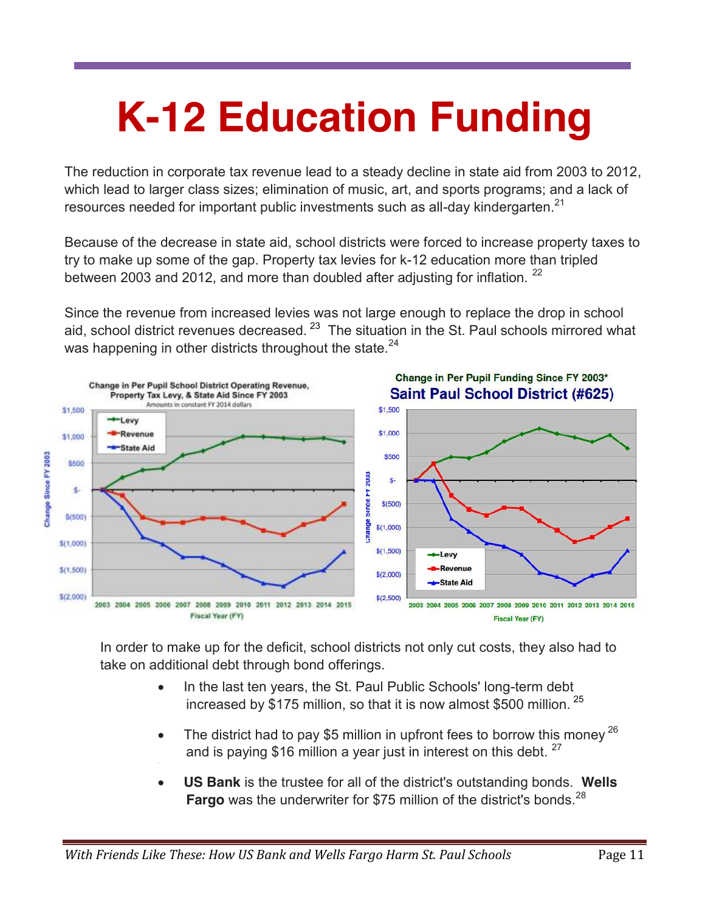# K-12 Education Funding

The reduction in corporate tax revenue lead to a steady decline in state aid from 2003 to 2012, which lead to larger class sizes; elimination of music, art, and sports programs; and a lack of resources needed for important public investments such as all-day kindergarten.[21]

Because of the decrease in state aid, school districts were forced to increase property taxes to try to make up some of the gap. Property tax levies for k-12 education more than tripled between 2003 and 2012, and more than doubled after adjusting for inflation. [22]

Since the revenue from increased levies was not large enough to replace the drop in school aid, school district revenues decreased. [23] The situation in the St. Paul schools mirrored what was happening in other districts throughout the state.[24]

In order to make up for the deficit, school districts not only cut costs, they also had to take on additional debt through bond offerings.

- In the last ten years, the St. Paul Public Schools' long-term debt increased by $175 million, so that it is now almost $500 million. [25]
- The district had to pay $5 million in upfront fees to borrow this money [26] and is paying $16 million a year just in interest on this debt. [27]
- **US Bank** is the trustee for all of the district's outstanding bonds. **Wells Fargo** was the underwriter for $75 million of the district's bonds.[28]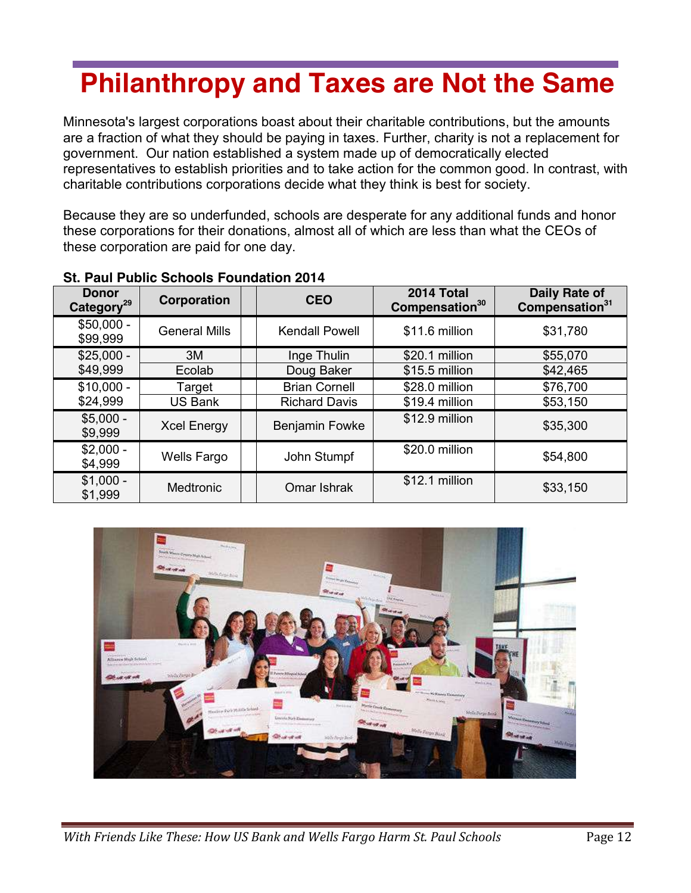# Philanthropy and Taxes are Not the Same

Minnesota's largest corporations boast about their charitable contributions, but the amounts are a fraction of what they should be paying in taxes. Further, charity is not a replacement for government. Our nation established a system made up of democratically elected representatives to establish priorities and to take action for the common good. In contrast, with charitable contributions corporations decide what they think is best for society.

Because they are so underfunded, schools are desperate for any additional funds and honor these corporations for their donations, almost all of which are less than what the CEOs of these corporation are paid for one day.

**St. Paul Public Schools Foundation 2014**

| Donor Category[29] | Corporation | CEO | 2014 Total Compensation[30] | Daily Rate of Compensation[31] |
|---|---|---|---|---|
| $50,000 - $99,999 | General Mills | Kendall Powell | $11.6 million | $31,780 |
| $25,000 - $49,999 | 3M | Inge Thulin | $20.1 million | $55,070 |
| | Ecolab | Doug Baker | $15.5 million | $42,465 |
| $10,000 - $24,999 | Target | Brian Cornell | $28.0 million | $76,700 |
| | US Bank | Richard Davis | $19.4 million | $53,150 |
| $5,000 - $9,999 | Xcel Energy | Benjamin Fowke | $12.9 million | $35,300 |
| $2,000 - $4,999 | Wells Fargo | John Stumpf | $20.0 million | $54,800 |
| $1,000 - $1,999 | Medtronic | Omar Ishrak | $12.1 million | $33,150 |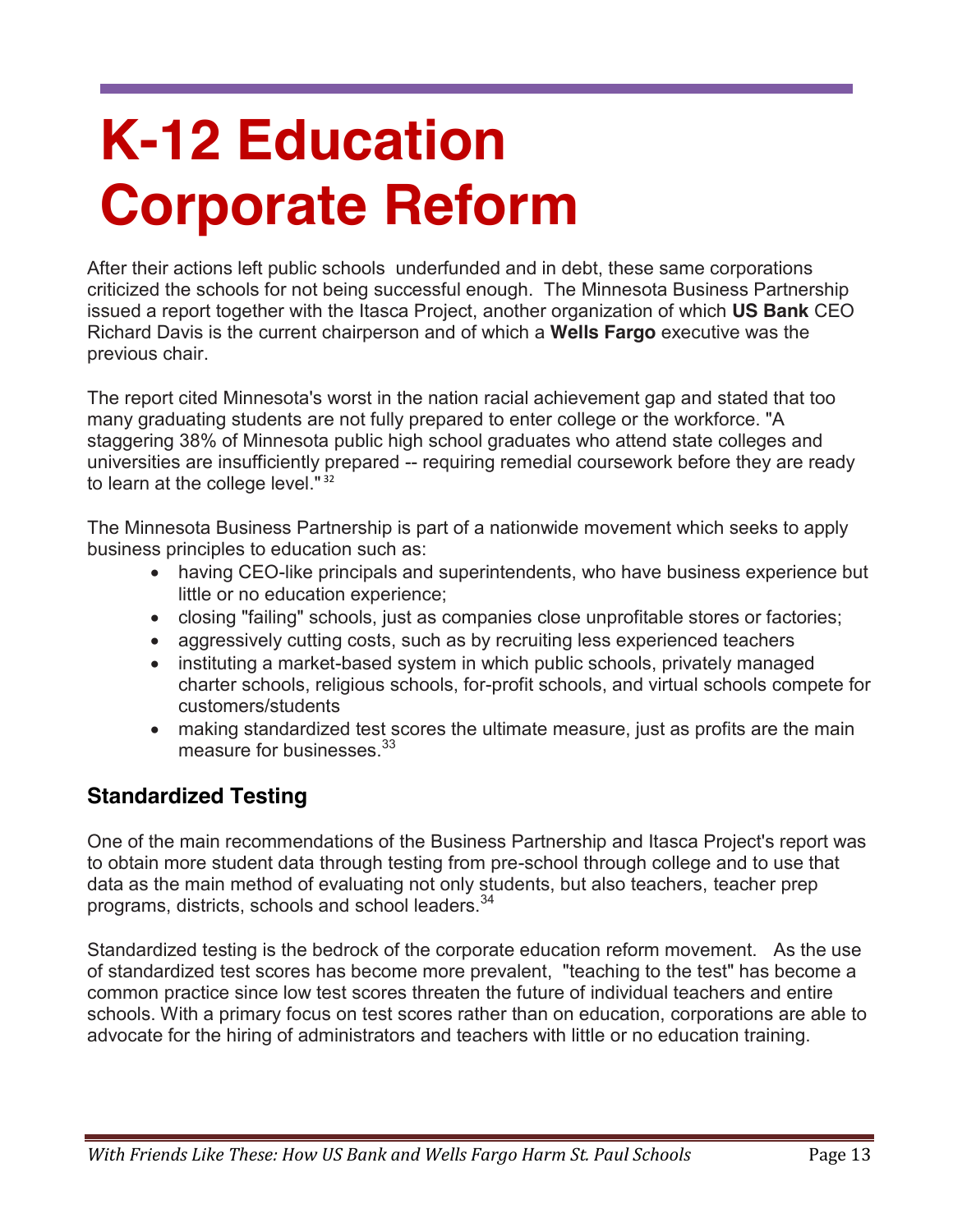# K-12 Education Corporate Reform

After their actions left public schools underfunded and in debt, these same corporations criticized the schools for not being successful enough. The Minnesota Business Partnership issued a report together with the Itasca Project, another organization of which **US Bank** CEO Richard Davis is the current chairperson and of which a **Wells Fargo** executive was the previous chair.

The report cited Minnesota's worst in the nation racial achievement gap and stated that too many graduating students are not fully prepared to enter college or the workforce. "A staggering 38% of Minnesota public high school graduates who attend state colleges and universities are insufficiently prepared -- requiring remedial coursework before they are ready to learn at the college level." [32]

The Minnesota Business Partnership is part of a nationwide movement which seeks to apply business principles to education such as:

- having CEO-like principals and superintendents, who have business experience but little or no education experience;
- closing "failing" schools, just as companies close unprofitable stores or factories;
- aggressively cutting costs, such as by recruiting less experienced teachers
- instituting a market-based system in which public schools, privately managed charter schools, religious schools, for-profit schools, and virtual schools compete for customers/students
- making standardized test scores the ultimate measure, just as profits are the main measure for businesses.[33]

## Standardized Testing

One of the main recommendations of the Business Partnership and Itasca Project's report was to obtain more student data through testing from pre-school through college and to use that data as the main method of evaluating not only students, but also teachers, teacher prep programs, districts, schools and school leaders.[34]

Standardized testing is the bedrock of the corporate education reform movement. As the use of standardized test scores has become more prevalent, "teaching to the test" has become a common practice since low test scores threaten the future of individual teachers and entire schools. With a primary focus on test scores rather than on education, corporations are able to advocate for the hiring of administrators and teachers with little or no education training.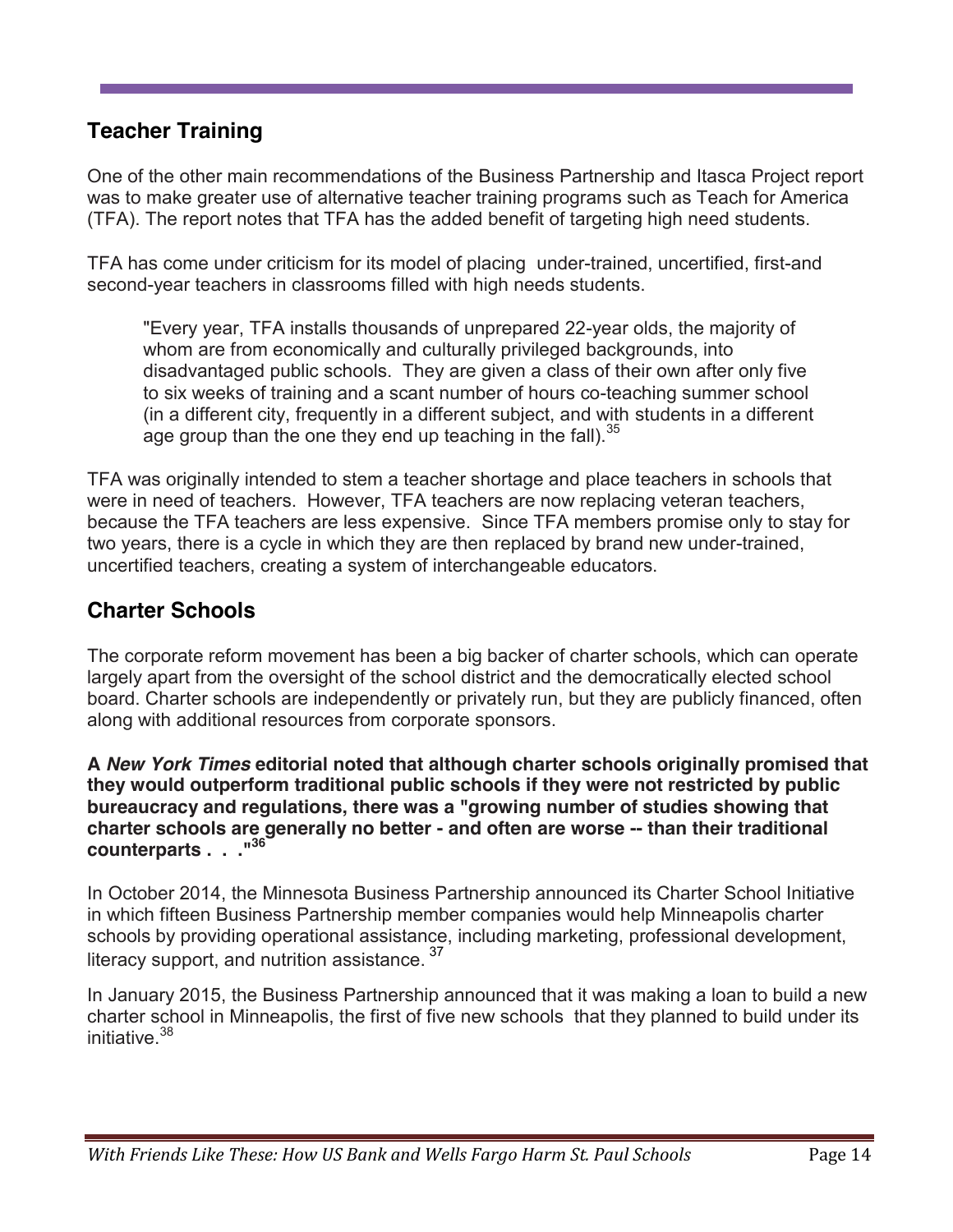## Teacher Training

One of the other main recommendations of the Business Partnership and Itasca Project report was to make greater use of alternative teacher training programs such as Teach for America (TFA). The report notes that TFA has the added benefit of targeting high need students.

TFA has come under criticism for its model of placing under-trained, uncertified, first-and second-year teachers in classrooms filled with high needs students.

> "Every year, TFA installs thousands of unprepared 22-year olds, the majority of whom are from economically and culturally privileged backgrounds, into disadvantaged public schools. They are given a class of their own after only five to six weeks of training and a scant number of hours co-teaching summer school (in a different city, frequently in a different subject, and with students in a different age group than the one they end up teaching in the fall).[35]

TFA was originally intended to stem a teacher shortage and place teachers in schools that were in need of teachers. However, TFA teachers are now replacing veteran teachers, because the TFA teachers are less expensive. Since TFA members promise only to stay for two years, there is a cycle in which they are then replaced by brand new under-trained, uncertified teachers, creating a system of interchangeable educators.

## Charter Schools

The corporate reform movement has been a big backer of charter schools, which can operate largely apart from the oversight of the school district and the democratically elected school board. Charter schools are independently or privately run, but they are publicly financed, often along with additional resources from corporate sponsors.

**A *New York Times* editorial noted that although charter schools originally promised that they would outperform traditional public schools if they were not restricted by public bureaucracy and regulations, there was a "growing number of studies showing that charter schools are generally no better - and often are worse -- than their traditional counterparts . . ."[36]**

In October 2014, the Minnesota Business Partnership announced its Charter School Initiative in which fifteen Business Partnership member companies would help Minneapolis charter schools by providing operational assistance, including marketing, professional development, literacy support, and nutrition assistance.[37]

In January 2015, the Business Partnership announced that it was making a loan to build a new charter school in Minneapolis, the first of five new schools that they planned to build under its initiative.[38]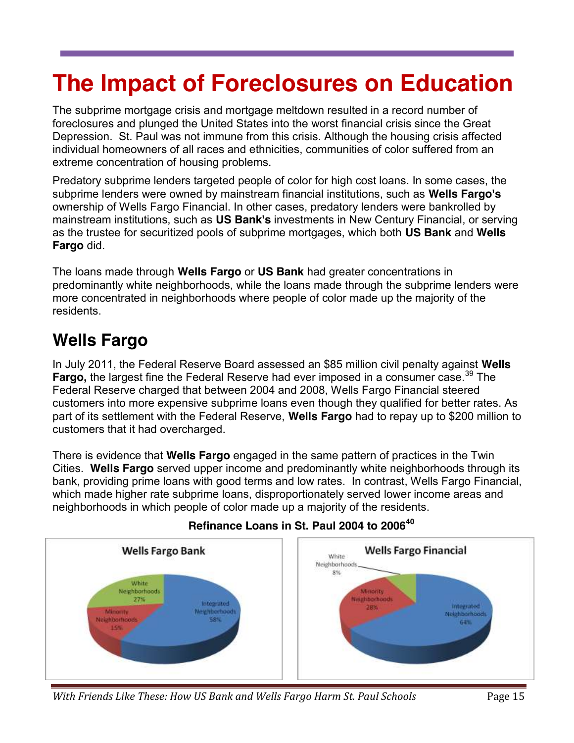# The Impact of Foreclosures on Education

The subprime mortgage crisis and mortgage meltdown resulted in a record number of foreclosures and plunged the United States into the worst financial crisis since the Great Depression. St. Paul was not immune from this crisis. Although the housing crisis affected individual homeowners of all races and ethnicities, communities of color suffered from an extreme concentration of housing problems.

Predatory subprime lenders targeted people of color for high cost loans. In some cases, the subprime lenders were owned by mainstream financial institutions, such as **Wells Fargo's** ownership of Wells Fargo Financial. In other cases, predatory lenders were bankrolled by mainstream institutions, such as **US Bank's** investments in New Century Financial, or serving as the trustee for securitized pools of subprime mortgages, which both **US Bank** and **Wells Fargo** did.

The loans made through **Wells Fargo** or **US Bank** had greater concentrations in predominantly white neighborhoods, while the loans made through the subprime lenders were more concentrated in neighborhoods where people of color made up the majority of the residents.

## Wells Fargo

In July 2011, the Federal Reserve Board assessed an $85 million civil penalty against **Wells Fargo,** the largest fine the Federal Reserve had ever imposed in a consumer case.[39] The Federal Reserve charged that between 2004 and 2008, Wells Fargo Financial steered customers into more expensive subprime loans even though they qualified for better rates. As part of its settlement with the Federal Reserve, **Wells Fargo** had to repay up to $200 million to customers that it had overcharged.

There is evidence that **Wells Fargo** engaged in the same pattern of practices in the Twin Cities. **Wells Fargo** served upper income and predominantly white neighborhoods through its bank, providing prime loans with good terms and low rates. In contrast, Wells Fargo Financial, which made higher rate subprime loans, disproportionately served lower income areas and neighborhoods in which people of color made up a majority of the residents.

**Refinance Loans in St. Paul 2004 to 2006[40]**

| | Wells Fargo Bank | Wells Fargo Financial |
|---|---|---|
| White Neighborhoods | 27% | 8% |
| Minority Neighborhoods | 15% | 28% |
| Integrated Neighborhoods | 58% | 64% |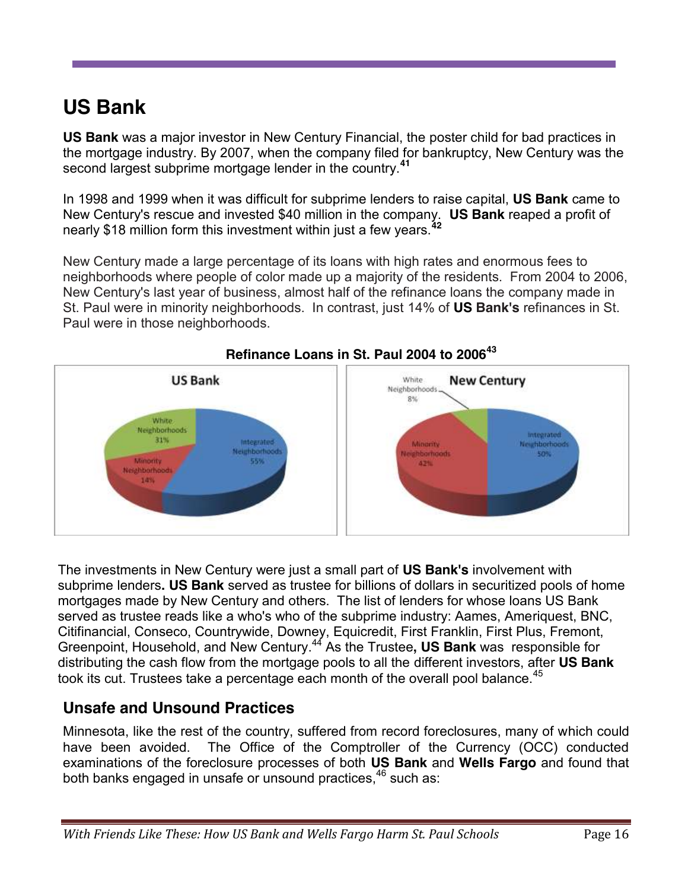# US Bank

**US Bank** was a major investor in New Century Financial, the poster child for bad practices in the mortgage industry. By 2007, when the company filed for bankruptcy, New Century was the second largest subprime mortgage lender in the country.[41]

In 1998 and 1999 when it was difficult for subprime lenders to raise capital, **US Bank** came to New Century's rescue and invested $40 million in the company. **US Bank** reaped a profit of nearly $18 million form this investment within just a few years.[42]

New Century made a large percentage of its loans with high rates and enormous fees to neighborhoods where people of color made up a majority of the residents. From 2004 to 2006, New Century's last year of business, almost half of the refinance loans the company made in St. Paul were in minority neighborhoods. In contrast, just 14% of **US Bank's** refinances in St. Paul were in those neighborhoods.

**Refinance Loans in St. Paul 2004 to 2006**[43]

| | US Bank | New Century |
|---|---|---|
| Integrated Neighborhoods | 55% | 50% |
| Minority Neighborhoods | 14% | 42% |
| White Neighborhoods | 31% | 8% |

The investments in New Century were just a small part of **US Bank's** involvement with subprime lenders**. US Bank** served as trustee for billions of dollars in securitized pools of home mortgages made by New Century and others. The list of lenders for whose loans US Bank served as trustee reads like a who's who of the subprime industry: Aames, Ameriquest, BNC, Citifinancial, Conseco, Countrywide, Downey, Equicredit, First Franklin, First Plus, Fremont, Greenpoint, Household, and New Century.[44] As the Trustee**, US Bank** was responsible for distributing the cash flow from the mortgage pools to all the different investors, after **US Bank** took its cut. Trustees take a percentage each month of the overall pool balance.[45]

## Unsafe and Unsound Practices

Minnesota, like the rest of the country, suffered from record foreclosures, many of which could have been avoided. The Office of the Comptroller of the Currency (OCC) conducted examinations of the foreclosure processes of both **US Bank** and **Wells Fargo** and found that both banks engaged in unsafe or unsound practices,[46] such as: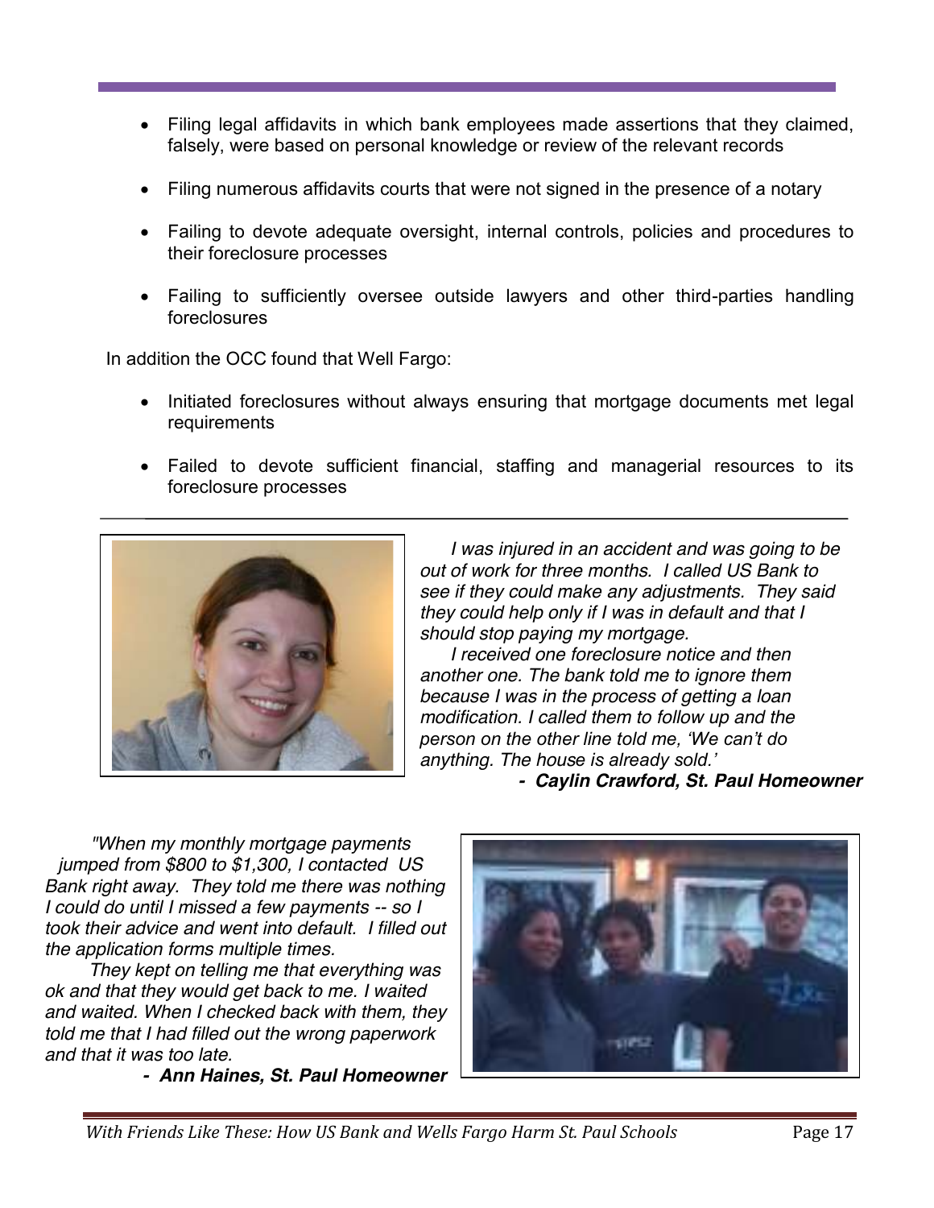- Filing legal affidavits in which bank employees made assertions that they claimed, falsely, were based on personal knowledge or review of the relevant records
- Filing numerous affidavits courts that were not signed in the presence of a notary
- Failing to devote adequate oversight, internal controls, policies and procedures to their foreclosure processes
- Failing to sufficiently oversee outside lawyers and other third-parties handling foreclosures

In addition the OCC found that Well Fargo:

- Initiated foreclosures without always ensuring that mortgage documents met legal requirements
- Failed to devote sufficient financial, staffing and managerial resources to its foreclosure processes

---

*I was injured in an accident and was going to be out of work for three months. I called US Bank to see if they could make any adjustments. They said they could help only if I was in default and that I should stop paying my mortgage.*

*I received one foreclosure notice and then another one. The bank told me to ignore them because I was in the process of getting a loan modification. I called them to follow up and the person on the other line told me, 'We can't do anything. The house is already sold.'*

***- Caylin Crawford, St. Paul Homeowner***

*"When my monthly mortgage payments jumped from $800 to $1,300, I contacted US Bank right away. They told me there was nothing I could do until I missed a few payments -- so I took their advice and went into default. I filled out the application forms multiple times.*

*They kept on telling me that everything was ok and that they would get back to me. I waited and waited. When I checked back with them, they told me that I had filled out the wrong paperwork and that it was too late.*

***- Ann Haines, St. Paul Homeowner***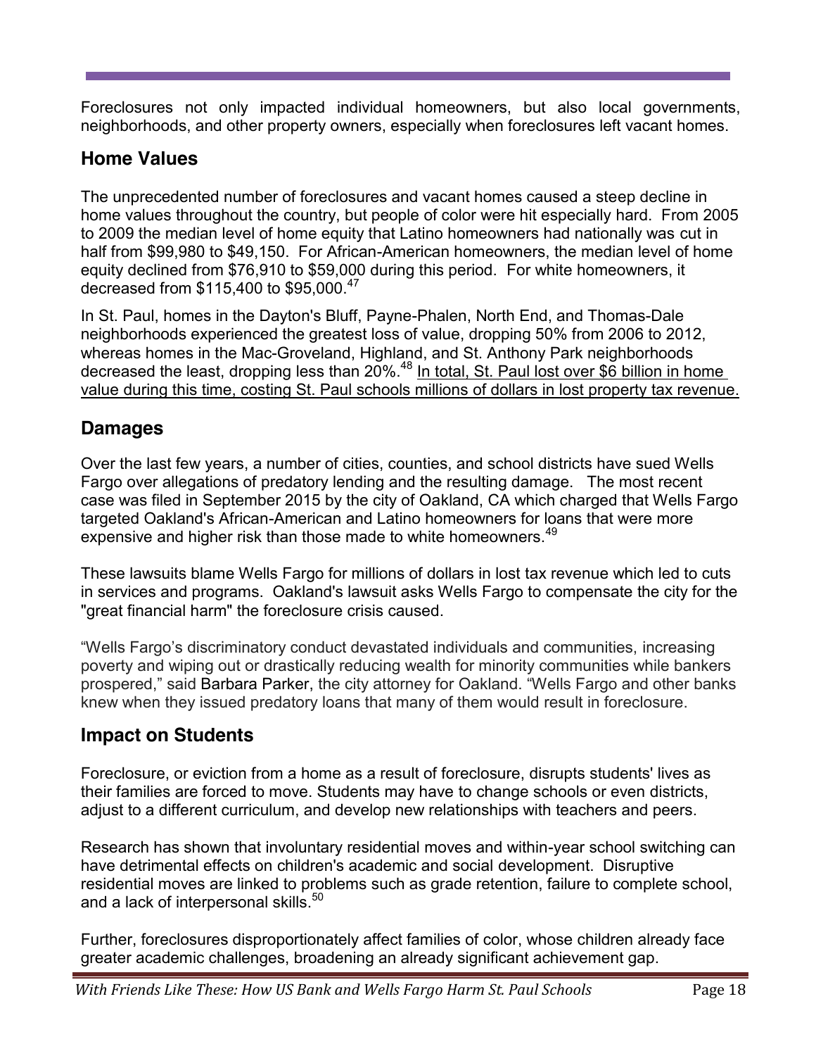Foreclosures not only impacted individual homeowners, but also local governments, neighborhoods, and other property owners, especially when foreclosures left vacant homes.

## Home Values

The unprecedented number of foreclosures and vacant homes caused a steep decline in home values throughout the country, but people of color were hit especially hard. From 2005 to 2009 the median level of home equity that Latino homeowners had nationally was cut in half from $99,980 to $49,150. For African-American homeowners, the median level of home equity declined from $76,910 to $59,000 during this period. For white homeowners, it decreased from $115,400 to $95,000.[47]

In St. Paul, homes in the Dayton's Bluff, Payne-Phalen, North End, and Thomas-Dale neighborhoods experienced the greatest loss of value, dropping 50% from 2006 to 2012, whereas homes in the Mac-Groveland, Highland, and St. Anthony Park neighborhoods decreased the least, dropping less than 20%.[48] <u>In total, St. Paul lost over $6 billion in home value during this time, costing St. Paul schools millions of dollars in lost property tax revenue.</u>

## Damages

Over the last few years, a number of cities, counties, and school districts have sued Wells Fargo over allegations of predatory lending and the resulting damage. The most recent case was filed in September 2015 by the city of Oakland, CA which charged that Wells Fargo targeted Oakland's African-American and Latino homeowners for loans that were more expensive and higher risk than those made to white homeowners.[49]

These lawsuits blame Wells Fargo for millions of dollars in lost tax revenue which led to cuts in services and programs. Oakland's lawsuit asks Wells Fargo to compensate the city for the "great financial harm" the foreclosure crisis caused.

"Wells Fargo's discriminatory conduct devastated individuals and communities, increasing poverty and wiping out or drastically reducing wealth for minority communities while bankers prospered," said Barbara Parker, the city attorney for Oakland. "Wells Fargo and other banks knew when they issued predatory loans that many of them would result in foreclosure.

## Impact on Students

Foreclosure, or eviction from a home as a result of foreclosure, disrupts students' lives as their families are forced to move. Students may have to change schools or even districts, adjust to a different curriculum, and develop new relationships with teachers and peers.

Research has shown that involuntary residential moves and within-year school switching can have detrimental effects on children's academic and social development. Disruptive residential moves are linked to problems such as grade retention, failure to complete school, and a lack of interpersonal skills.[50]

Further, foreclosures disproportionately affect families of color, whose children already face greater academic challenges, broadening an already significant achievement gap.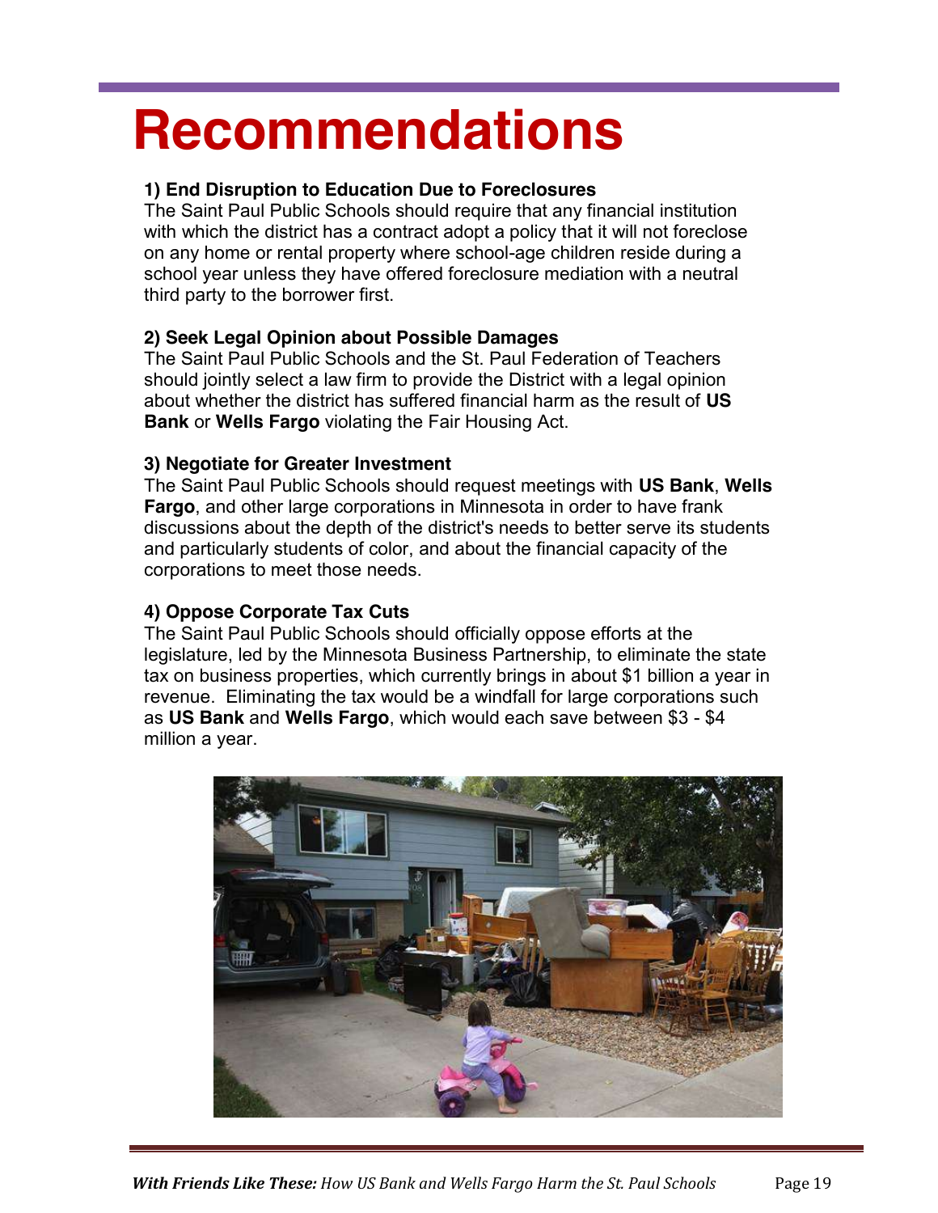# Recommendations

**1) End Disruption to Education Due to Foreclosures**
The Saint Paul Public Schools should require that any financial institution with which the district has a contract adopt a policy that it will not foreclose on any home or rental property where school-age children reside during a school year unless they have offered foreclosure mediation with a neutral third party to the borrower first.

**2) Seek Legal Opinion about Possible Damages**
The Saint Paul Public Schools and the St. Paul Federation of Teachers should jointly select a law firm to provide the District with a legal opinion about whether the district has suffered financial harm as the result of **US Bank** or **Wells Fargo** violating the Fair Housing Act.

**3) Negotiate for Greater Investment**
The Saint Paul Public Schools should request meetings with **US Bank**, **Wells Fargo**, and other large corporations in Minnesota in order to have frank discussions about the depth of the district's needs to better serve its students and particularly students of color, and about the financial capacity of the corporations to meet those needs.

**4) Oppose Corporate Tax Cuts**
The Saint Paul Public Schools should officially oppose efforts at the legislature, led by the Minnesota Business Partnership, to eliminate the state tax on business properties, which currently brings in about $1 billion a year in revenue. Eliminating the tax would be a windfall for large corporations such as **US Bank** and **Wells Fargo**, which would each save between $3 - $4 million a year.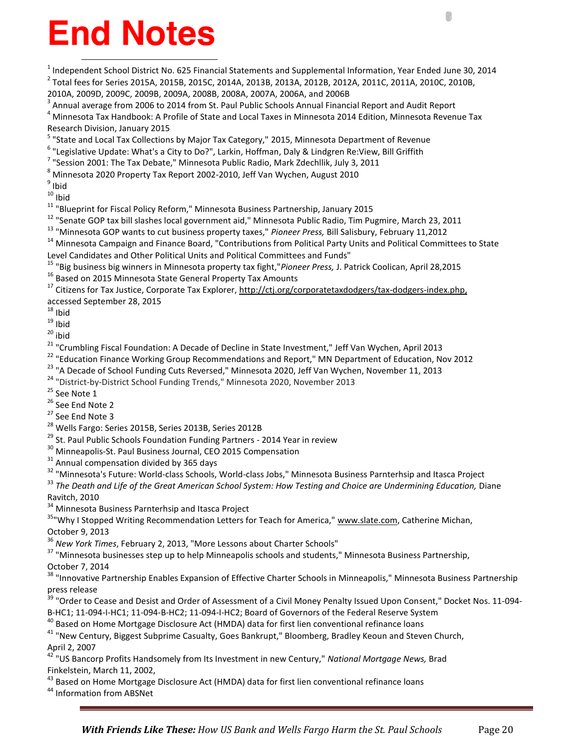# End Notes

[1] Independent School District No. 625 Financial Statements and Supplemental Information, Year Ended June 30, 2014

[2] Total fees for Series 2015A, 2015B, 2015C, 2014A, 2013B, 2013A, 2012B, 2012A, 2011C, 2011A, 2010C, 2010B, 2010A, 2009D, 2009C, 2009B, 2009A, 2008B, 2008A, 2007A, 2006A, and 2006B

[3] Annual average from 2006 to 2014 from St. Paul Public Schools Annual Financial Report and Audit Report

[4] Minnesota Tax Handbook: A Profile of State and Local Taxes in Minnesota 2014 Edition, Minnesota Revenue Tax Research Division, January 2015

[5] "State and Local Tax Collections by Major Tax Category," 2015, Minnesota Department of Revenue

[6] "Legislative Update: What's a City to Do?", Larkin, Hoffman, Daly & Lindgren Re:View, Bill Griffith

[7] "Session 2001: The Tax Debate," Minnesota Public Radio, Mark Zdechllik, July 3, 2011

[8] Minnesota 2020 Property Tax Report 2002-2010, Jeff Van Wychen, August 2010

[9] Ibid

[10] Ibid

[11] "Blueprint for Fiscal Policy Reform," Minnesota Business Partnership, January 2015

[12] "Senate GOP tax bill slashes local government aid," Minnesota Public Radio, Tim Pugmire, March 23, 2011

[13] "Minnesota GOP wants to cut business property taxes," *Pioneer Press,* Bill Salisbury, February 11,2012

[14] Minnesota Campaign and Finance Board, "Contributions from Political Party Units and Political Committees to State Level Candidates and Other Political Units and Political Committees and Funds"

[15] "Big business big winners in Minnesota property tax fight,"*Pioneer Press,* J. Patrick Coolican, April 28,2015

[16] Based on 2015 Minnesota State General Property Tax Amounts

[17] Citizens for Tax Justice, Corporate Tax Explorer, http://ctj.org/corporatetaxdodgers/tax-dodgers-index.php, accessed September 28, 2015

[18] Ibid

[19] Ibid

[20] ibid

[21] "Crumbling Fiscal Foundation: A Decade of Decline in State Investment," Jeff Van Wychen, April 2013

[22] "Education Finance Working Group Recommendations and Report," MN Department of Education, Nov 2012

[23] "A Decade of School Funding Cuts Reversed," Minnesota 2020, Jeff Van Wychen, November 11, 2013

[24] "District-by-District School Funding Trends," Minnesota 2020, November 2013

[25] See Note 1

[26] See End Note 2

[27] See End Note 3

[28] Wells Fargo: Series 2015B, Series 2013B, Series 2012B

[29] St. Paul Public Schools Foundation Funding Partners - 2014 Year in review

[30] Minneapolis-St. Paul Business Journal, CEO 2015 Compensation

[31] Annual compensation divided by 365 days

[32] "Minnesota's Future: World-class Schools, World-class Jobs," Minnesota Business Parnterhsip and Itasca Project

[33] *The Death and Life of the Great American School System: How Testing and Choice are Undermining Education,* Diane Ravitch, 2010

[34] Minnesota Business Parnterhsip and Itasca Project

[35] "Why I Stopped Writing Recommendation Letters for Teach for America," www.slate.com, Catherine Michan, October 9, 2013

[36] *New York Times*, February 2, 2013, "More Lessons about Charter Schools"

[37] "Minnesota businesses step up to help Minneapolis schools and students," Minnesota Business Partnership, October 7, 2014

[38] "Innovative Partnership Enables Expansion of Effective Charter Schools in Minneapolis," Minnesota Business Partnership press release

[39] "Order to Cease and Desist and Order of Assessment of a Civil Money Penalty Issued Upon Consent," Docket Nos. 11-094-B-HC1; 11-094-I-HC1; 11-094-B-HC2; 11-094-I-HC2; Board of Governors of the Federal Reserve System

[40] Based on Home Mortgage Disclosure Act (HMDA) data for first lien conventional refinance loans

[41] "New Century, Biggest Subprime Casualty, Goes Bankrupt," Bloomberg, Bradley Keoun and Steven Church, April 2, 2007

[42] "US Bancorp Profits Handsomely from Its Investment in new Century," *National Mortgage News,* Brad Finkelstein, March 11, 2002,

[43] Based on Home Mortgage Disclosure Act (HMDA) data for first lien conventional refinance loans

[44] Information from ABSNet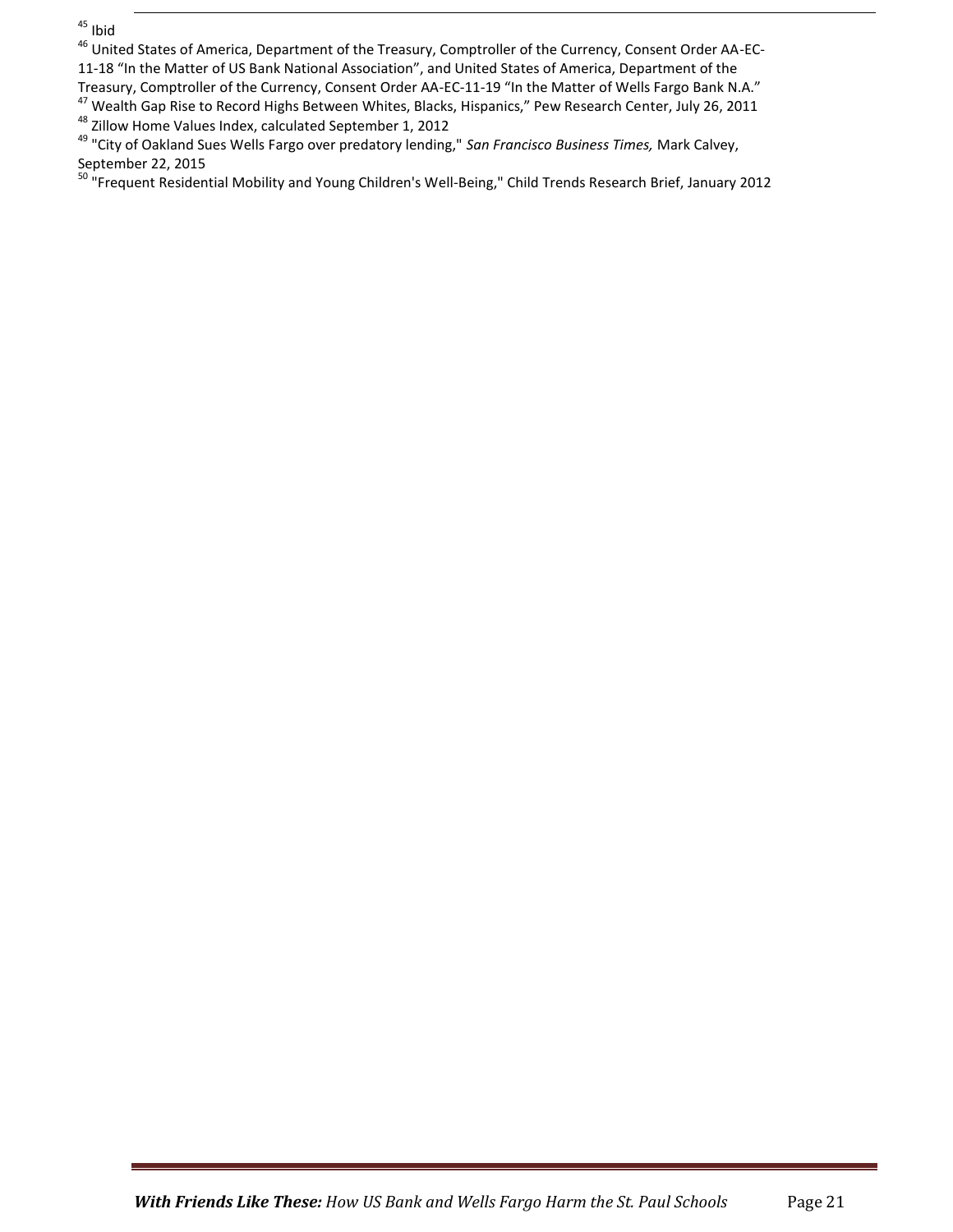[45] Ibid

[46] United States of America, Department of the Treasury, Comptroller of the Currency, Consent Order AA-EC-11-18 "In the Matter of US Bank National Association", and United States of America, Department of the Treasury, Comptroller of the Currency, Consent Order AA-EC-11-19 "In the Matter of Wells Fargo Bank N.A."

[47] Wealth Gap Rise to Record Highs Between Whites, Blacks, Hispanics," Pew Research Center, July 26, 2011

[48] Zillow Home Values Index, calculated September 1, 2012

[49] "City of Oakland Sues Wells Fargo over predatory lending," *San Francisco Business Times,* Mark Calvey, September 22, 2015

[50] "Frequent Residential Mobility and Young Children's Well-Being," Child Trends Research Brief, January 2012